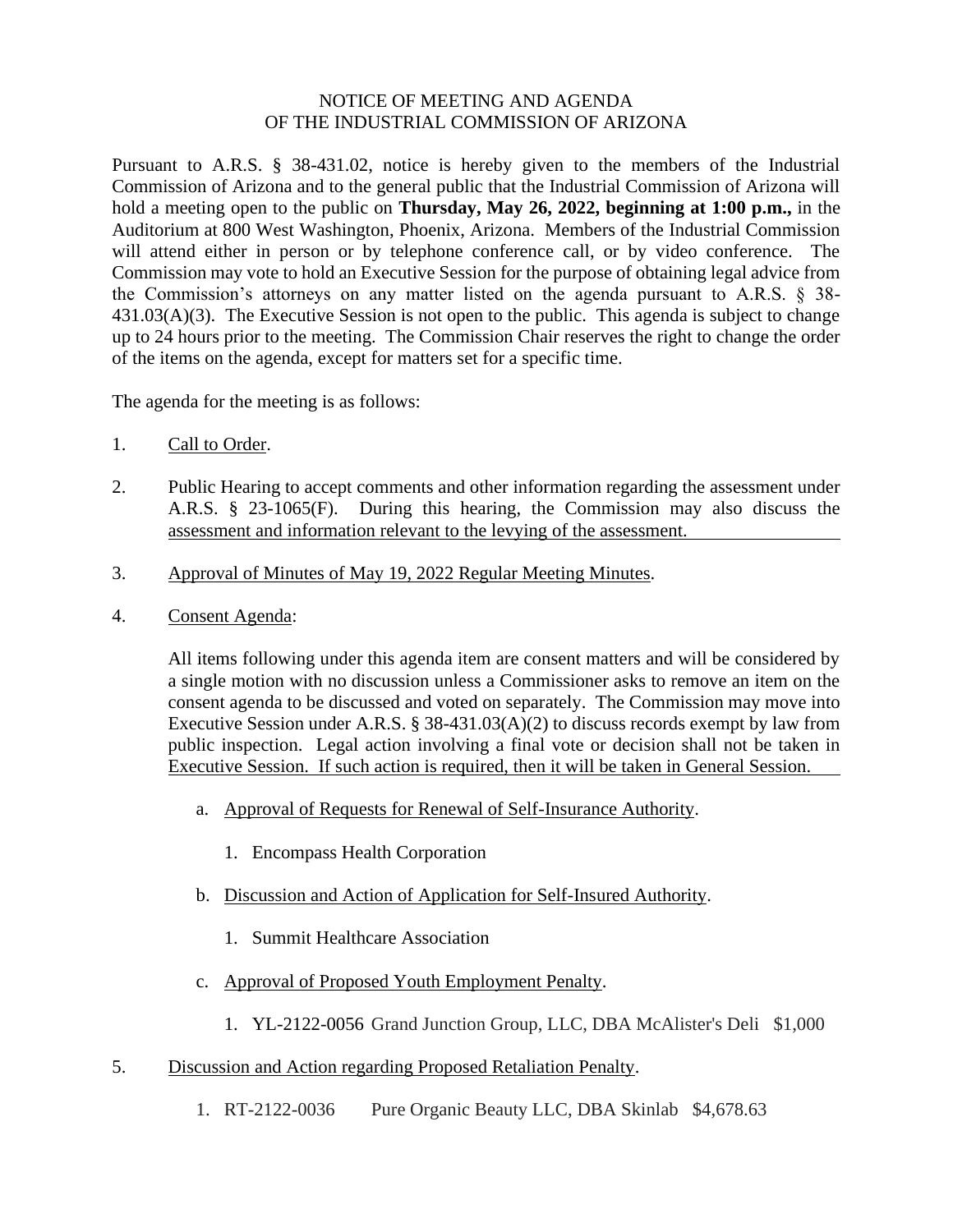# NOTICE OF MEETING AND AGENDA OF THE INDUSTRIAL COMMISSION OF ARIZONA

Pursuant to A.R.S. § 38-431.02, notice is hereby given to the members of the Industrial Commission of Arizona and to the general public that the Industrial Commission of Arizona will hold a meeting open to the public on **Thursday, May 26, 2022, beginning at 1:00 p.m.,** in the Auditorium at 800 West Washington, Phoenix, Arizona. Members of the Industrial Commission will attend either in person or by telephone conference call, or by video conference. The Commission may vote to hold an Executive Session for the purpose of obtaining legal advice from the Commission's attorneys on any matter listed on the agenda pursuant to A.R.S. § 38-431.03(A)(3). The Executive Session is not open to the public. This agenda is subject to change up to 24 hours prior to the meeting. The Commission Chair reserves the right to change the order of the items on the agenda, except for matters set for a specific time.

The agenda for the meeting is as follows:

1. Call to Order.

2. Public Hearing to accept comments and other information regarding the assessment under A.R.S. § 23-1065(F). During this hearing, the Commission may also discuss the assessment and information relevant to the levying of the assessment.

3. Approval of Minutes of May 19, 2022 Regular Meeting Minutes.

4. Consent Agenda:

   All items following under this agenda item are consent matters and will be considered by a single motion with no discussion unless a Commissioner asks to remove an item on the consent agenda to be discussed and voted on separately. The Commission may move into Executive Session under A.R.S. § 38-431.03(A)(2) to discuss records exempt by law from public inspection. Legal action involving a final vote or decision shall not be taken in Executive Session. If such action is required, then it will be taken in General Session.

   a. Approval of Requests for Renewal of Self-Insurance Authority.

      1. Encompass Health Corporation

   b. Discussion and Action of Application for Self-Insured Authority.

      1. Summit Healthcare Association

   c. Approval of Proposed Youth Employment Penalty.

      1. YL-2122-0056 Grand Junction Group, LLC, DBA McAlister's Deli $1,000

5. Discussion and Action regarding Proposed Retaliation Penalty.

   1. RT-2122-0036 Pure Organic Beauty LLC, DBA Skinlab $4,678.63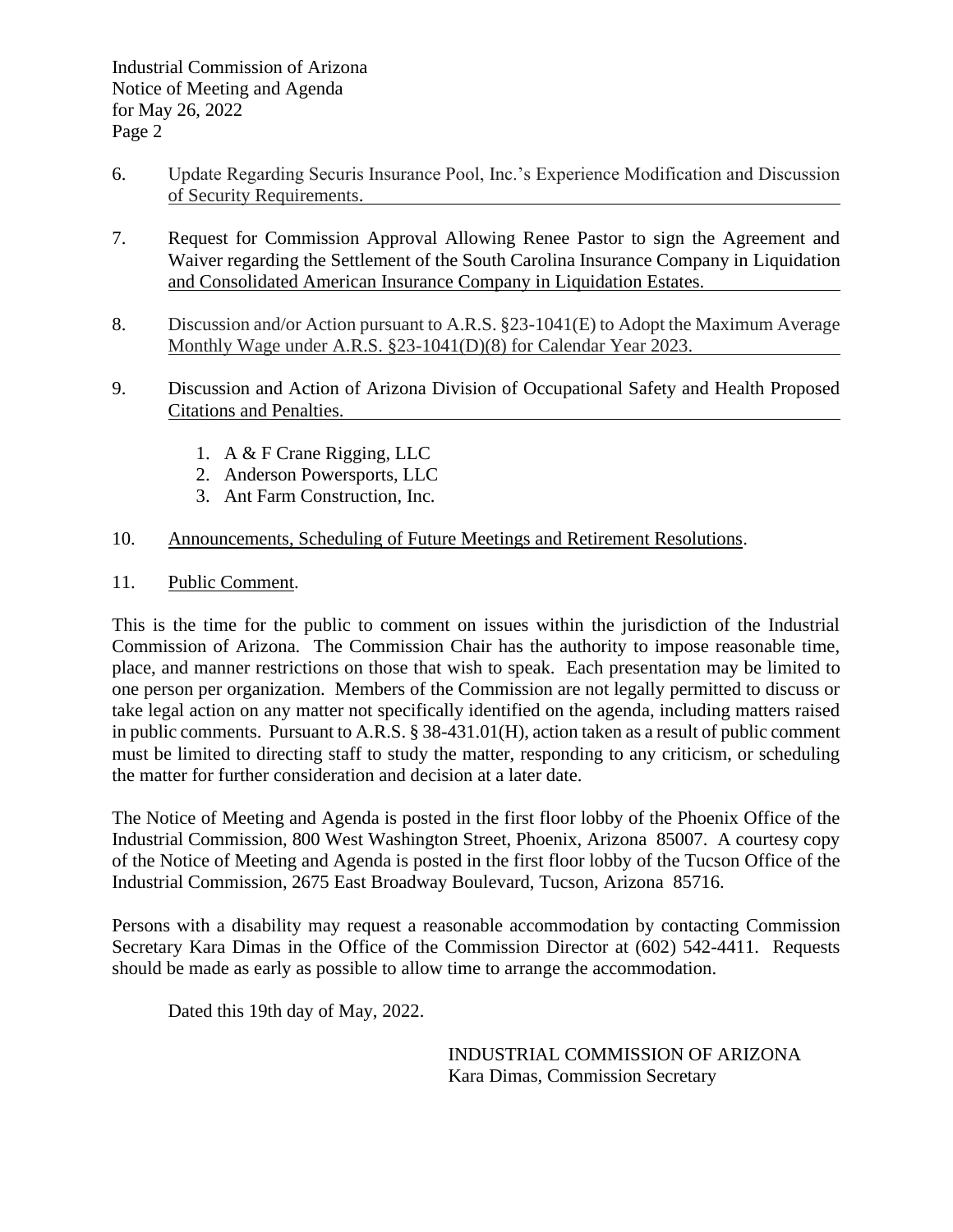6. Update Regarding Securis Insurance Pool, Inc.'s Experience Modification and Discussion of Security Requirements.

7. Request for Commission Approval Allowing Renee Pastor to sign the Agreement and Waiver regarding the Settlement of the South Carolina Insurance Company in Liquidation and Consolidated American Insurance Company in Liquidation Estates.

8. Discussion and/or Action pursuant to A.R.S. §23-1041(E) to Adopt the Maximum Average Monthly Wage under A.R.S. §23-1041(D)(8) for Calendar Year 2023.

9. Discussion and Action of Arizona Division of Occupational Safety and Health Proposed Citations and Penalties.

   1. A & F Crane Rigging, LLC
   2. Anderson Powersports, LLC
   3. Ant Farm Construction, Inc.

10. Announcements, Scheduling of Future Meetings and Retirement Resolutions.

11. Public Comment.

This is the time for the public to comment on issues within the jurisdiction of the Industrial Commission of Arizona. The Commission Chair has the authority to impose reasonable time, place, and manner restrictions on those that wish to speak. Each presentation may be limited to one person per organization. Members of the Commission are not legally permitted to discuss or take legal action on any matter not specifically identified on the agenda, including matters raised in public comments. Pursuant to A.R.S. § 38-431.01(H), action taken as a result of public comment must be limited to directing staff to study the matter, responding to any criticism, or scheduling the matter for further consideration and decision at a later date.

The Notice of Meeting and Agenda is posted in the first floor lobby of the Phoenix Office of the Industrial Commission, 800 West Washington Street, Phoenix, Arizona 85007. A courtesy copy of the Notice of Meeting and Agenda is posted in the first floor lobby of the Tucson Office of the Industrial Commission, 2675 East Broadway Boulevard, Tucson, Arizona 85716.

Persons with a disability may request a reasonable accommodation by contacting Commission Secretary Kara Dimas in the Office of the Commission Director at (602) 542-4411. Requests should be made as early as possible to allow time to arrange the accommodation.

Dated this 19th day of May, 2022.

INDUSTRIAL COMMISSION OF ARIZONA
Kara Dimas, Commission Secretary